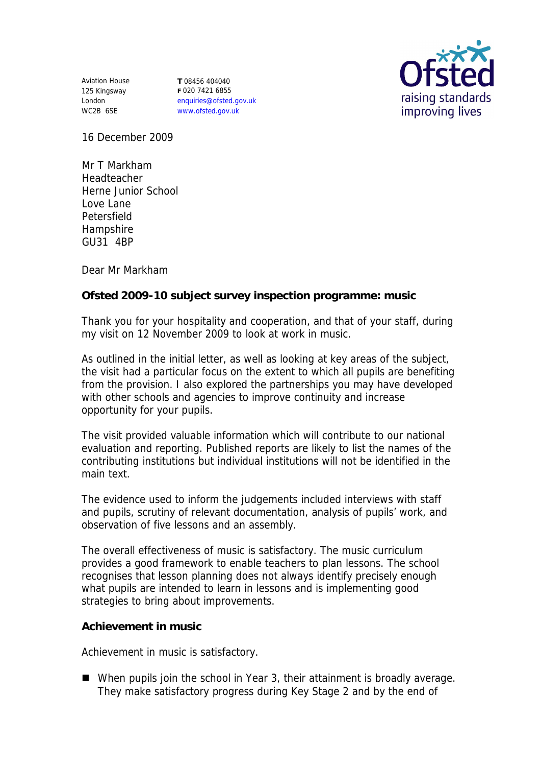Aviation House
125 Kingsway
London
WC2B 6SE

**T** 08456 404040
**F** 020 7421 6855
enquiries@ofsted.gov.uk
www.ofsted.gov.uk

Ofsted
raising standards
improving lives

16 December 2009

Mr T Markham
Headteacher
Herne Junior School
Love Lane
Petersfield
Hampshire
GU31 4BP

Dear Mr Markham

**Ofsted 2009-10 subject survey inspection programme: music**

Thank you for your hospitality and cooperation, and that of your staff, during my visit on 12 November 2009 to look at work in music.

As outlined in the initial letter, as well as looking at key areas of the subject, the visit had a particular focus on the extent to which all pupils are benefiting from the provision. I also explored the partnerships you may have developed with other schools and agencies to improve continuity and increase opportunity for your pupils.

The visit provided valuable information which will contribute to our national evaluation and reporting. Published reports are likely to list the names of the contributing institutions but individual institutions will not be identified in the main text.

The evidence used to inform the judgements included interviews with staff and pupils, scrutiny of relevant documentation, analysis of pupils' work, and observation of five lessons and an assembly.

The overall effectiveness of music is satisfactory. The music curriculum provides a good framework to enable teachers to plan lessons. The school recognises that lesson planning does not always identify precisely enough what pupils are intended to learn in lessons and is implementing good strategies to bring about improvements.

**Achievement in music**

Achievement in music is satisfactory.

- When pupils join the school in Year 3, their attainment is broadly average. They make satisfactory progress during Key Stage 2 and by the end of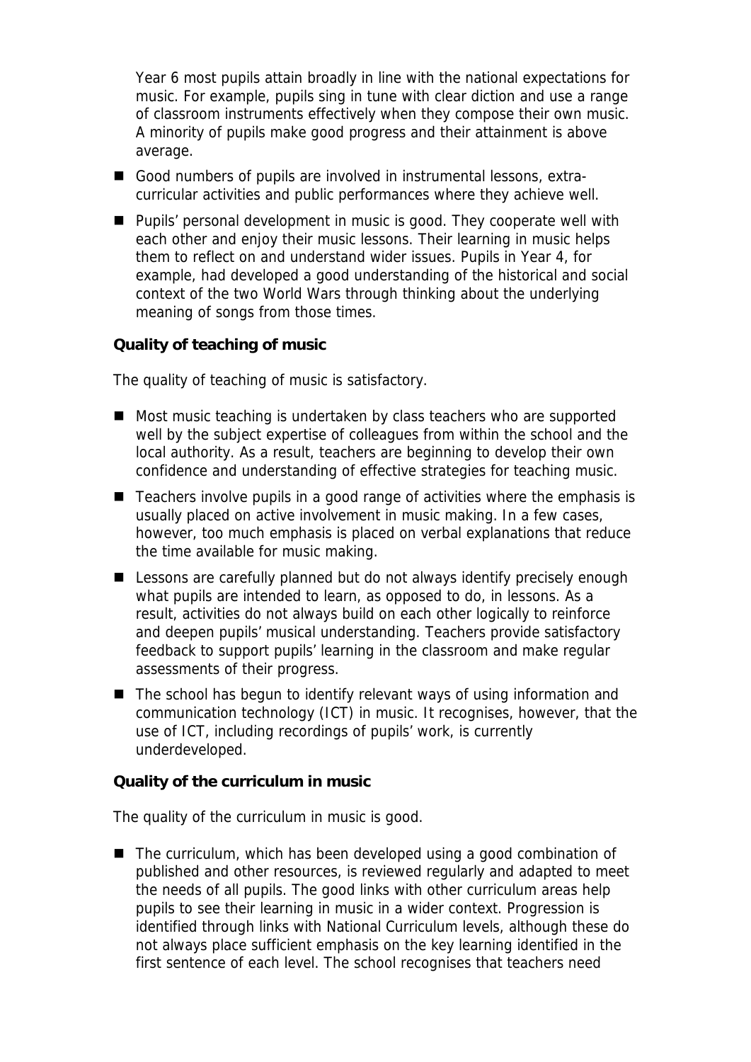Year 6 most pupils attain broadly in line with the national expectations for music. For example, pupils sing in tune with clear diction and use a range of classroom instruments effectively when they compose their own music. A minority of pupils make good progress and their attainment is above average.

- Good numbers of pupils are involved in instrumental lessons, extra-curricular activities and public performances where they achieve well.
- Pupils' personal development in music is good. They cooperate well with each other and enjoy their music lessons. Their learning in music helps them to reflect on and understand wider issues. Pupils in Year 4, for example, had developed a good understanding of the historical and social context of the two World Wars through thinking about the underlying meaning of songs from those times.

**Quality of teaching of music**

The quality of teaching of music is satisfactory.

- Most music teaching is undertaken by class teachers who are supported well by the subject expertise of colleagues from within the school and the local authority. As a result, teachers are beginning to develop their own confidence and understanding of effective strategies for teaching music.
- Teachers involve pupils in a good range of activities where the emphasis is usually placed on active involvement in music making. In a few cases, however, too much emphasis is placed on verbal explanations that reduce the time available for music making.
- Lessons are carefully planned but do not always identify precisely enough what pupils are intended to learn, as opposed to do, in lessons. As a result, activities do not always build on each other logically to reinforce and deepen pupils' musical understanding. Teachers provide satisfactory feedback to support pupils' learning in the classroom and make regular assessments of their progress.
- The school has begun to identify relevant ways of using information and communication technology (ICT) in music. It recognises, however, that the use of ICT, including recordings of pupils' work, is currently underdeveloped.

**Quality of the curriculum in music**

The quality of the curriculum in music is good.

- The curriculum, which has been developed using a good combination of published and other resources, is reviewed regularly and adapted to meet the needs of all pupils. The good links with other curriculum areas help pupils to see their learning in music in a wider context. Progression is identified through links with National Curriculum levels, although these do not always place sufficient emphasis on the key learning identified in the first sentence of each level. The school recognises that teachers need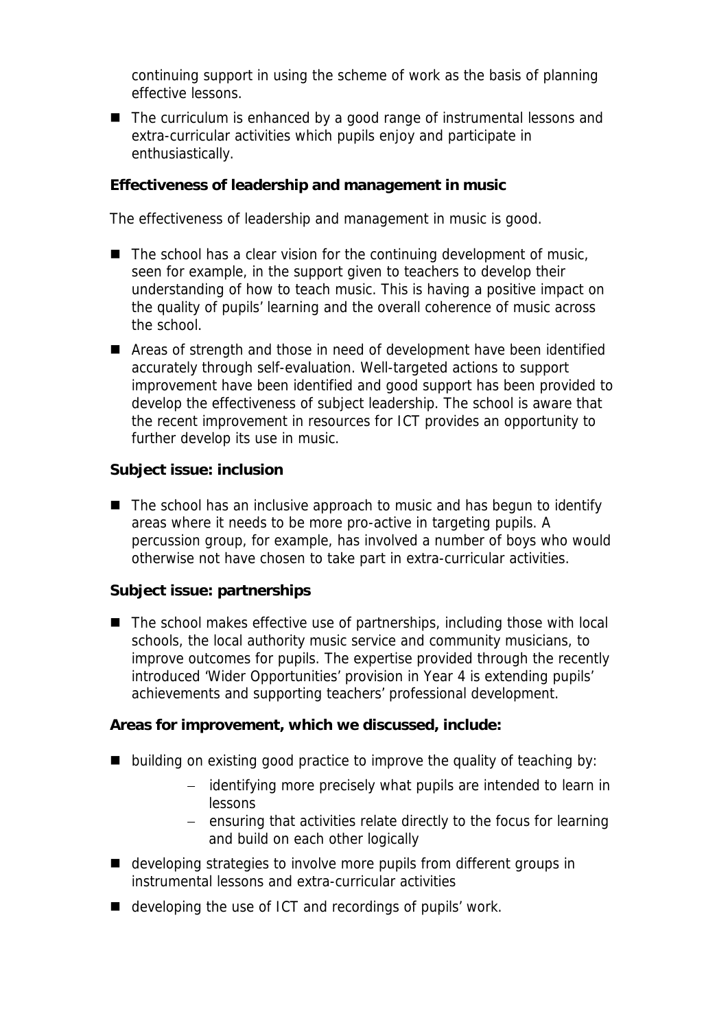continuing support in using the scheme of work as the basis of planning effective lessons.

- The curriculum is enhanced by a good range of instrumental lessons and extra-curricular activities which pupils enjoy and participate in enthusiastically.

**Effectiveness of leadership and management in music**

The effectiveness of leadership and management in music is good.

- The school has a clear vision for the continuing development of music, seen for example, in the support given to teachers to develop their understanding of how to teach music. This is having a positive impact on the quality of pupils' learning and the overall coherence of music across the school.
- Areas of strength and those in need of development have been identified accurately through self-evaluation. Well-targeted actions to support improvement have been identified and good support has been provided to develop the effectiveness of subject leadership. The school is aware that the recent improvement in resources for ICT provides an opportunity to further develop its use in music.

**Subject issue: inclusion**

- The school has an inclusive approach to music and has begun to identify areas where it needs to be more pro-active in targeting pupils. A percussion group, for example, has involved a number of boys who would otherwise not have chosen to take part in extra-curricular activities.

**Subject issue: partnerships**

- The school makes effective use of partnerships, including those with local schools, the local authority music service and community musicians, to improve outcomes for pupils. The expertise provided through the recently introduced 'Wider Opportunities' provision in Year 4 is extending pupils' achievements and supporting teachers' professional development.

**Areas for improvement, which we discussed, include:**

- building on existing good practice to improve the quality of teaching by:
  - identifying more precisely what pupils are intended to learn in lessons
  - ensuring that activities relate directly to the focus for learning and build on each other logically
- developing strategies to involve more pupils from different groups in instrumental lessons and extra-curricular activities
- developing the use of ICT and recordings of pupils' work.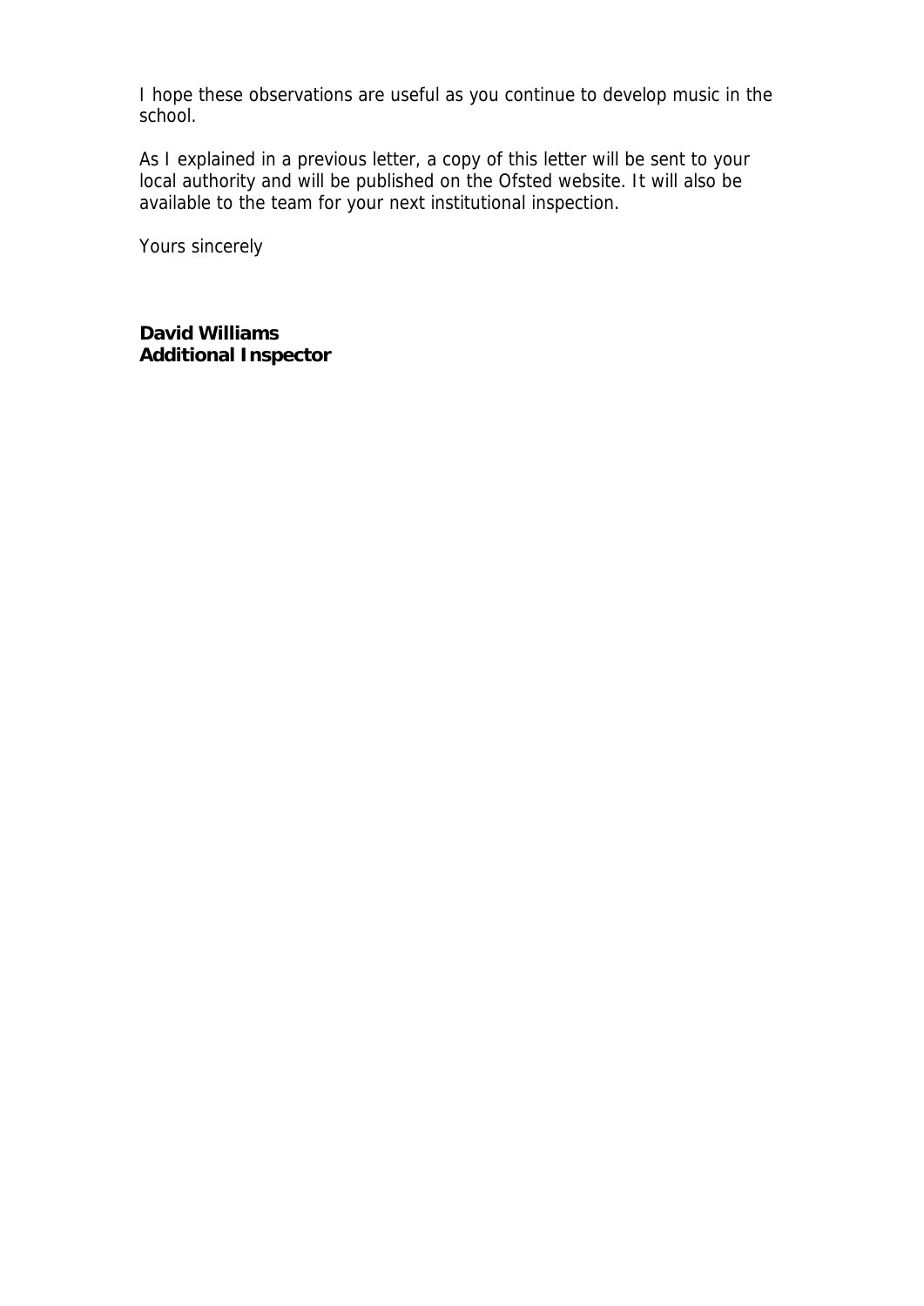I hope these observations are useful as you continue to develop music in the school.

As I explained in a previous letter, a copy of this letter will be sent to your local authority and will be published on the Ofsted website. It will also be available to the team for your next institutional inspection.

Yours sincerely

**David Williams**
**Additional Inspector**